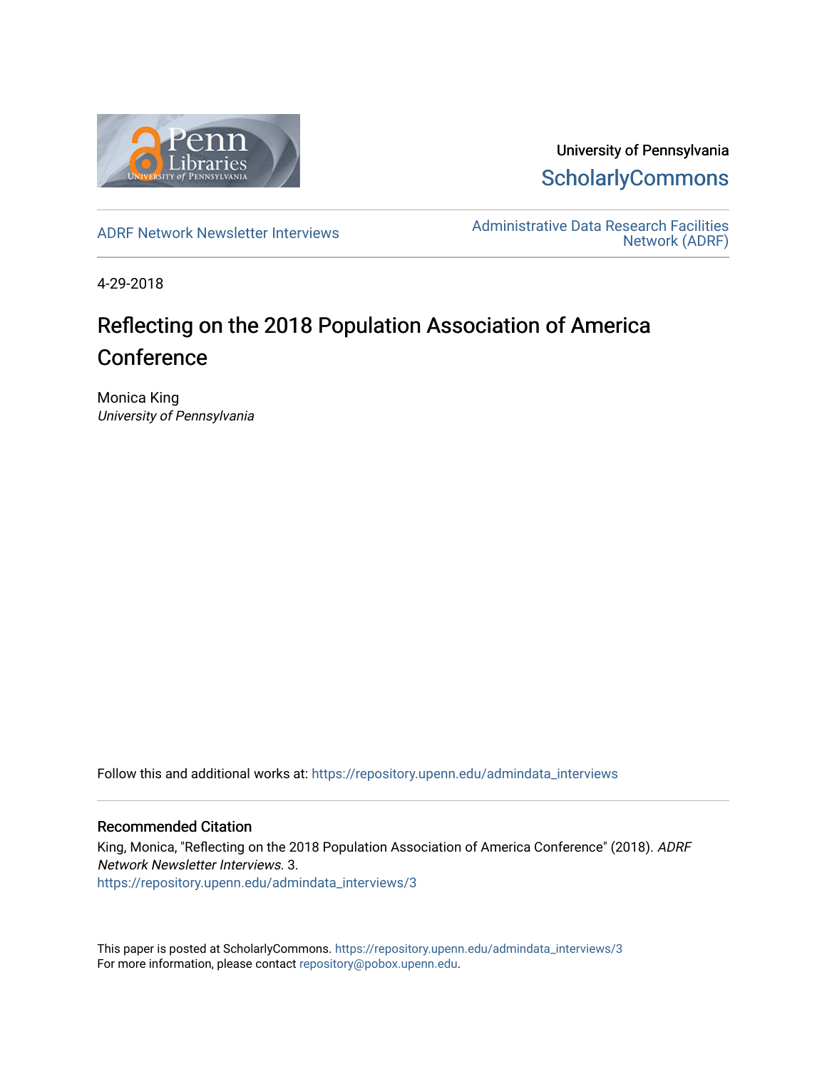University of Pennsylvania
ScholarlyCommons

ADRF Network Newsletter Interviews

Administrative Data Research Facilities Network (ADRF)

4-29-2018

# Reflecting on the 2018 Population Association of America Conference

Monica King
*University of Pennsylvania*

Follow this and additional works at: https://repository.upenn.edu/admindata_interviews

## Recommended Citation

King, Monica, "Reflecting on the 2018 Population Association of America Conference" (2018). *ADRF Network Newsletter Interviews*. 3.
https://repository.upenn.edu/admindata_interviews/3

This paper is posted at ScholarlyCommons. https://repository.upenn.edu/admindata_interviews/3
For more information, please contact repository@pobox.upenn.edu.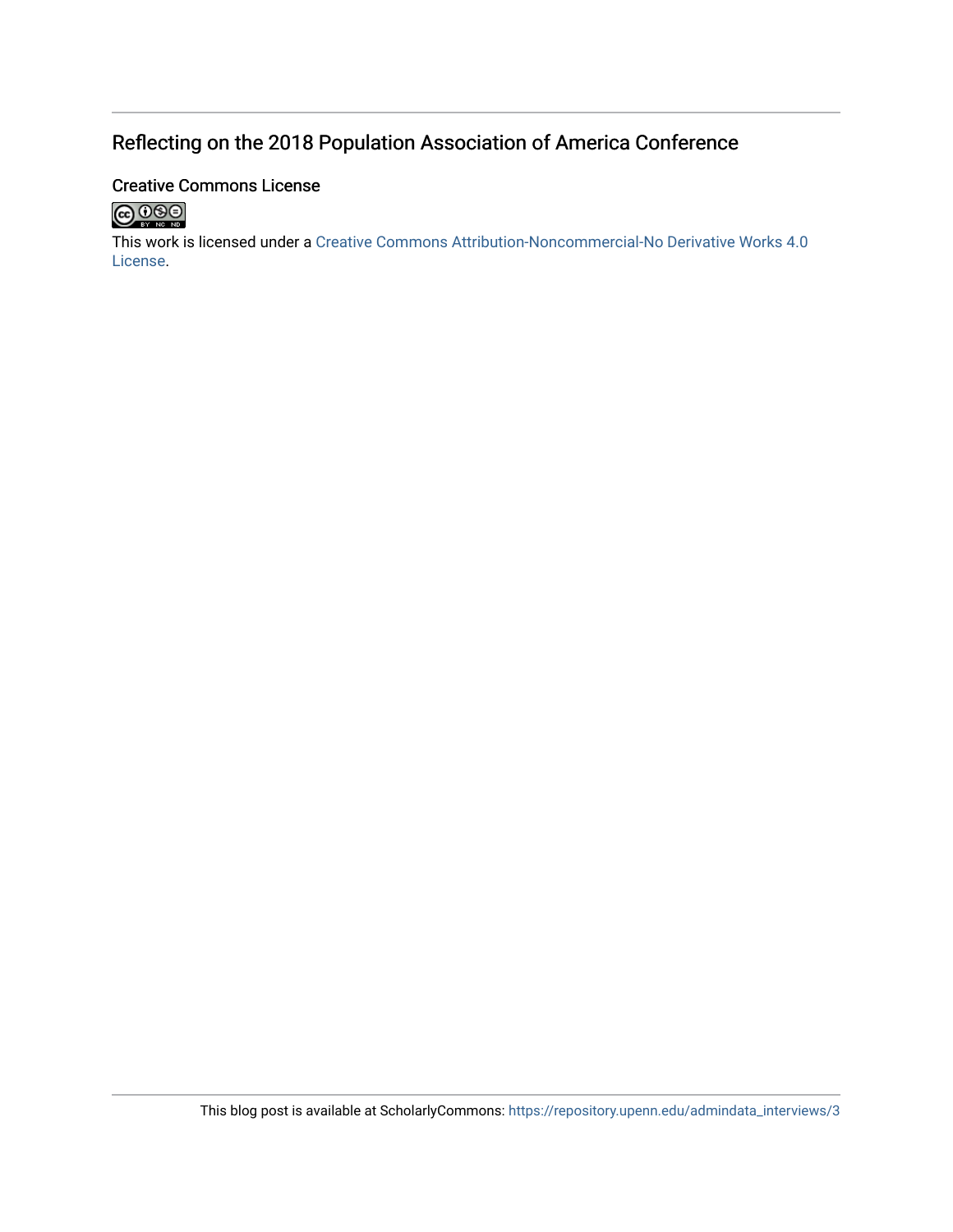## Reflecting on the 2018 Population Association of America Conference

### Creative Commons License

This work is licensed under a Creative Commons Attribution-Noncommercial-No Derivative Works 4.0 License.

This blog post is available at ScholarlyCommons: https://repository.upenn.edu/admindata_interviews/3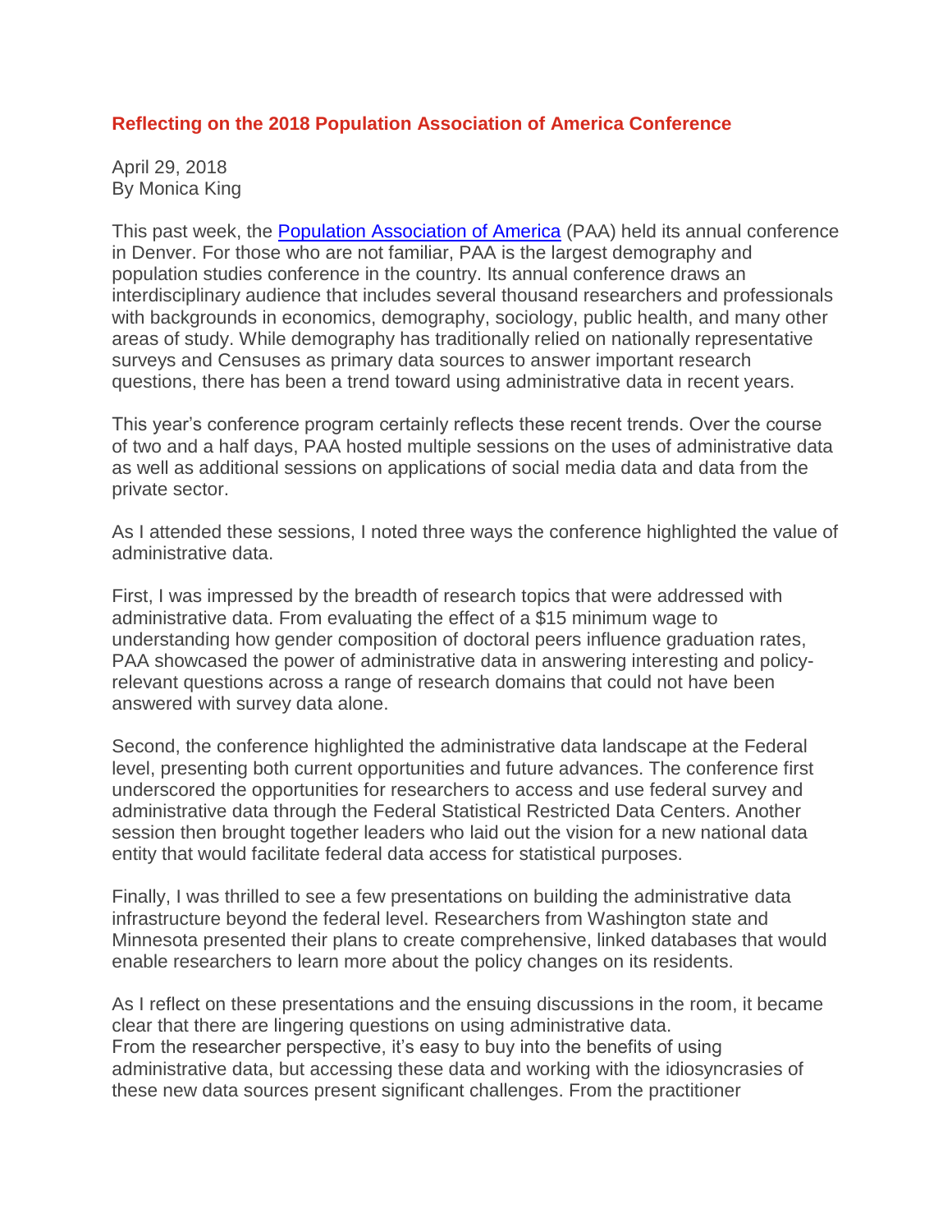## Reflecting on the 2018 Population Association of America Conference

April 29, 2018
By Monica King

This past week, the [Population Association of America](https://www.populationassociation.org/) (PAA) held its annual conference in Denver. For those who are not familiar, PAA is the largest demography and population studies conference in the country. Its annual conference draws an interdisciplinary audience that includes several thousand researchers and professionals with backgrounds in economics, demography, sociology, public health, and many other areas of study. While demography has traditionally relied on nationally representative surveys and Censuses as primary data sources to answer important research questions, there has been a trend toward using administrative data in recent years.

This year's conference program certainly reflects these recent trends. Over the course of two and a half days, PAA hosted multiple sessions on the uses of administrative data as well as additional sessions on applications of social media data and data from the private sector.

As I attended these sessions, I noted three ways the conference highlighted the value of administrative data.

First, I was impressed by the breadth of research topics that were addressed with administrative data. From evaluating the effect of a $15 minimum wage to understanding how gender composition of doctoral peers influence graduation rates, PAA showcased the power of administrative data in answering interesting and policy-relevant questions across a range of research domains that could not have been answered with survey data alone.

Second, the conference highlighted the administrative data landscape at the Federal level, presenting both current opportunities and future advances. The conference first underscored the opportunities for researchers to access and use federal survey and administrative data through the Federal Statistical Restricted Data Centers. Another session then brought together leaders who laid out the vision for a new national data entity that would facilitate federal data access for statistical purposes.

Finally, I was thrilled to see a few presentations on building the administrative data infrastructure beyond the federal level. Researchers from Washington state and Minnesota presented their plans to create comprehensive, linked databases that would enable researchers to learn more about the policy changes on its residents.

As I reflect on these presentations and the ensuing discussions in the room, it became clear that there are lingering questions on using administrative data.
From the researcher perspective, it's easy to buy into the benefits of using administrative data, but accessing these data and working with the idiosyncrasies of these new data sources present significant challenges. From the practitioner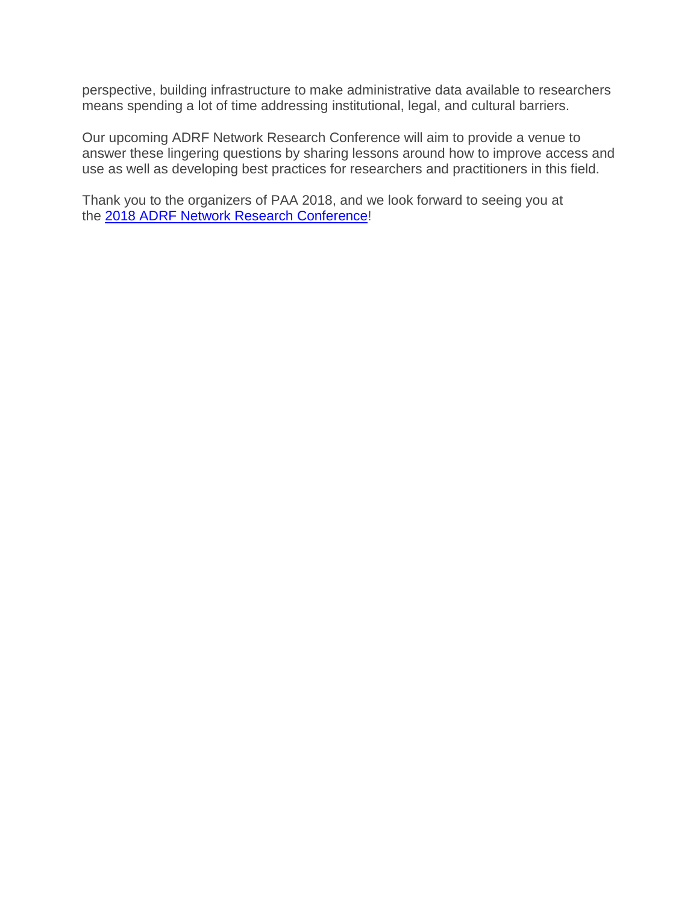perspective, building infrastructure to make administrative data available to researchers means spending a lot of time addressing institutional, legal, and cultural barriers.

Our upcoming ADRF Network Research Conference will aim to provide a venue to answer these lingering questions by sharing lessons around how to improve access and use as well as developing best practices for researchers and practitioners in this field.

Thank you to the organizers of PAA 2018, and we look forward to seeing you at the 2018 ADRF Network Research Conference!